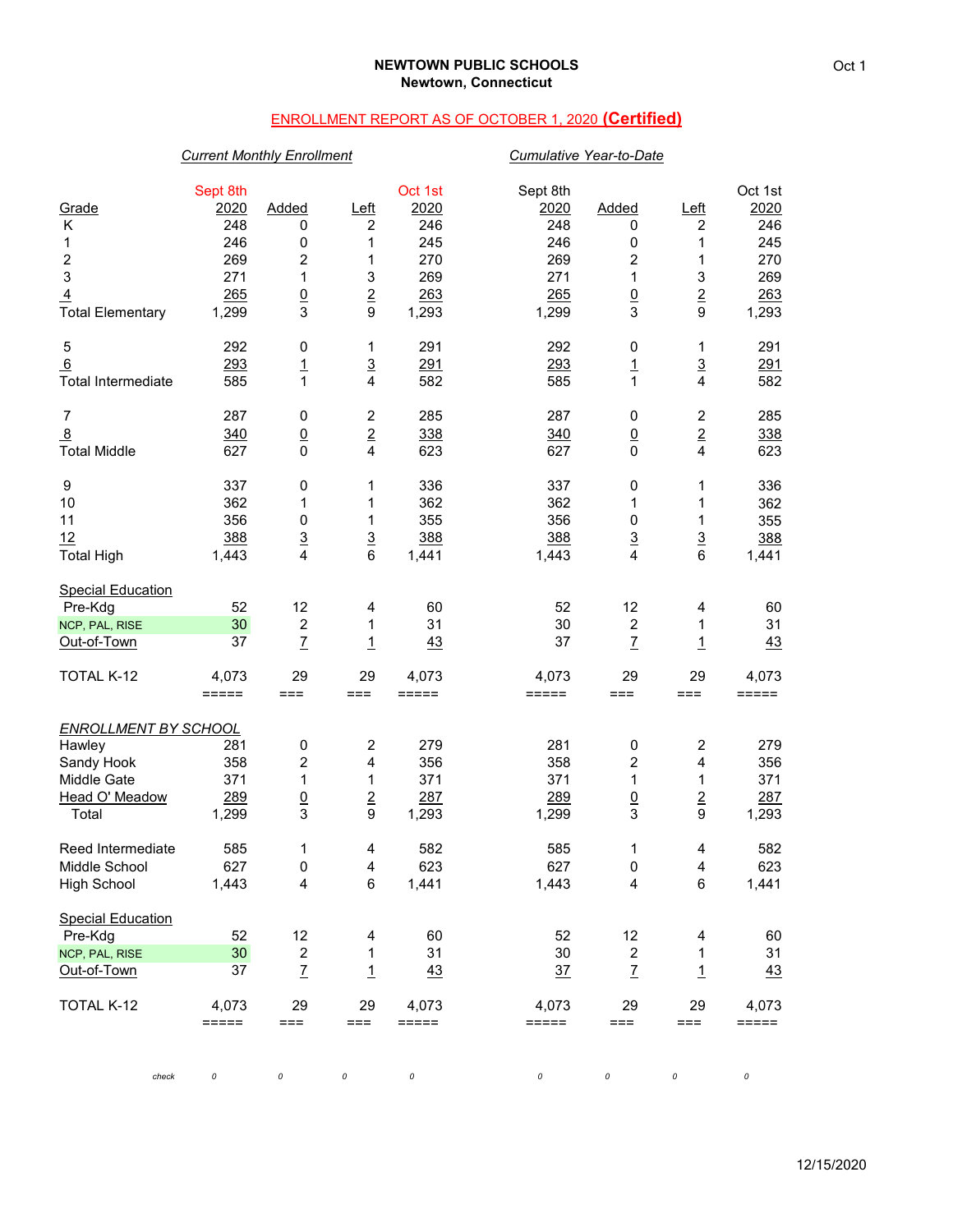**NEWTOWN PUBLIC SCHOOLS**
**Newtown, Connecticut**

Oct 1

## ENROLLMENT REPORT AS OF OCTOBER 1, 2020 **(Certified)**

| | *Current Monthly Enrollment* | | | | *Cumulative Year-to-Date* | | | |
|---|---|---|---|---|---|---|---|---|
| Grade | Sept 8th 2020 | Added | Left | Oct 1st 2020 | Sept 8th 2020 | Added | Left | Oct 1st 2020 |
| K | 248 | 0 | 2 | 246 | 248 | 0 | 2 | 246 |
| 1 | 246 | 0 | 1 | 245 | 246 | 0 | 1 | 245 |
| 2 | 269 | 2 | 1 | 270 | 269 | 2 | 1 | 270 |
| 3 | 271 | 1 | 3 | 269 | 271 | 1 | 3 | 269 |
| 4 | 265 | 0 | 2 | 263 | 265 | 0 | 2 | 263 |
| Total Elementary | 1,299 | 3 | 9 | 1,293 | 1,299 | 3 | 9 | 1,293 |
| | | | | | | | | |
| 5 | 292 | 0 | 1 | 291 | 292 | 0 | 1 | 291 |
| 6 | 293 | 1 | 3 | 291 | 293 | 1 | 3 | 291 |
| Total Intermediate | 585 | 1 | 4 | 582 | 585 | 1 | 4 | 582 |
| | | | | | | | | |
| 7 | 287 | 0 | 2 | 285 | 287 | 0 | 2 | 285 |
| 8 | 340 | 0 | 2 | 338 | 340 | 0 | 2 | 338 |
| Total Middle | 627 | 0 | 4 | 623 | 627 | 0 | 4 | 623 |
| | | | | | | | | |
| 9 | 337 | 0 | 1 | 336 | 337 | 0 | 1 | 336 |
| 10 | 362 | 1 | 1 | 362 | 362 | 1 | 1 | 362 |
| 11 | 356 | 0 | 1 | 355 | 356 | 0 | 1 | 355 |
| 12 | 388 | 3 | 3 | 388 | 388 | 3 | 3 | 388 |
| Total High | 1,443 | 4 | 6 | 1,441 | 1,443 | 4 | 6 | 1,441 |
| | | | | | | | | |
| Special Education | | | | | | | | |
| Pre-Kdg | 52 | 12 | 4 | 60 | 52 | 12 | 4 | 60 |
| NCP, PAL, RISE | 30 | 2 | 1 | 31 | 30 | 2 | 1 | 31 |
| Out-of-Town | 37 | 7 | 1 | 43 | 37 | 7 | 1 | 43 |
| | | | | | | | | |
| TOTAL K-12 | 4,073 | 29 | 29 | 4,073 | 4,073 | 29 | 29 | 4,073 |
| | | | | | | | | |
| *ENROLLMENT BY SCHOOL* | | | | | | | | |
| Hawley | 281 | 0 | 2 | 279 | 281 | 0 | 2 | 279 |
| Sandy Hook | 358 | 2 | 4 | 356 | 358 | 2 | 4 | 356 |
| Middle Gate | 371 | 1 | 1 | 371 | 371 | 1 | 1 | 371 |
| Head O' Meadow | 289 | 0 | 2 | 287 | 289 | 0 | 2 | 287 |
| Total | 1,299 | 3 | 9 | 1,293 | 1,299 | 3 | 9 | 1,293 |
| | | | | | | | | |
| Reed Intermediate | 585 | 1 | 4 | 582 | 585 | 1 | 4 | 582 |
| Middle School | 627 | 0 | 4 | 623 | 627 | 0 | 4 | 623 |
| High School | 1,443 | 4 | 6 | 1,441 | 1,443 | 4 | 6 | 1,441 |
| | | | | | | | | |
| Special Education | | | | | | | | |
| Pre-Kdg | 52 | 12 | 4 | 60 | 52 | 12 | 4 | 60 |
| NCP, PAL, RISE | 30 | 2 | 1 | 31 | 30 | 2 | 1 | 31 |
| Out-of-Town | 37 | 7 | 1 | 43 | 37 | 7 | 1 | 43 |
| | | | | | | | | |
| TOTAL K-12 | 4,073 | 29 | 29 | 4,073 | 4,073 | 29 | 29 | 4,073 |
| | | | | | | | | |
| *check* | 0 | 0 | 0 | 0 | 0 | 0 | 0 | 0 |

12/15/2020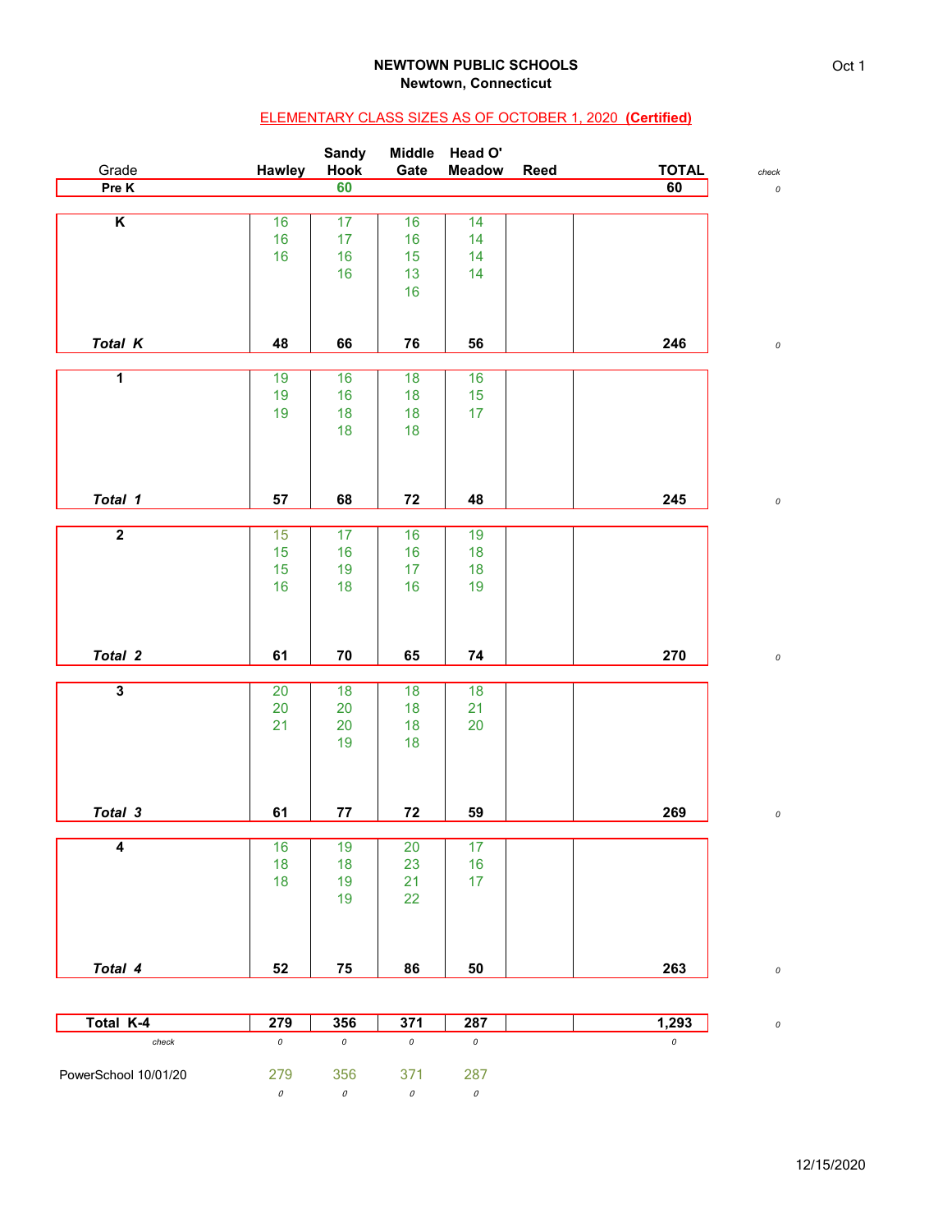**NEWTOWN PUBLIC SCHOOLS**
**Newtown, Connecticut**

Oct 1

ELEMENTARY CLASS SIZES AS OF OCTOBER 1, 2020 **(Certified)**

| Grade | Hawley | Sandy Hook | Middle Gate | Head O' Meadow | Reed | TOTAL | check |
|---|---|---|---|---|---|---|---|
| **Pre K** | | **60** | | | | **60** | *0* |
| **K** | 16 | 17 | 16 | 14 | | | |
| | 16 | 17 | 16 | 14 | | | |
| | 16 | 16 | 15 | 14 | | | |
| | | 16 | 13 | 14 | | | |
| | | | 16 | | | | |
| ***Total K*** | **48** | **66** | **76** | **56** | | **246** | *0* |
| **1** | 19 | 16 | 18 | 16 | | | |
| | 19 | 16 | 18 | 15 | | | |
| | 19 | 18 | 18 | 17 | | | |
| | | 18 | 18 | | | | |
| ***Total 1*** | **57** | **68** | **72** | **48** | | **245** | *0* |
| **2** | 15 | 17 | 16 | 19 | | | |
| | 15 | 16 | 16 | 18 | | | |
| | 15 | 19 | 17 | 18 | | | |
| | 16 | 18 | 16 | 19 | | | |
| ***Total 2*** | **61** | **70** | **65** | **74** | | **270** | *0* |
| **3** | 20 | 18 | 18 | 18 | | | |
| | 20 | 20 | 18 | 21 | | | |
| | 21 | 20 | 18 | 20 | | | |
| | | 19 | 18 | | | | |
| ***Total 3*** | **61** | **77** | **72** | **59** | | **269** | *0* |
| **4** | 16 | 19 | 20 | 17 | | | |
| | 18 | 18 | 23 | 16 | | | |
| | 18 | 19 | 21 | 17 | | | |
| | | 19 | 22 | | | | |
| ***Total 4*** | **52** | **75** | **86** | **50** | | **263** | *0* |
| **Total K-4** | **279** | **356** | **371** | **287** | | **1,293** | *0* |
| *check* | *0* | *0* | *0* | *0* | | *0* | |
| PowerSchool 10/01/20 | 279 | 356 | 371 | 287 | | | |
| | *0* | *0* | *0* | *0* | | | |

12/15/2020